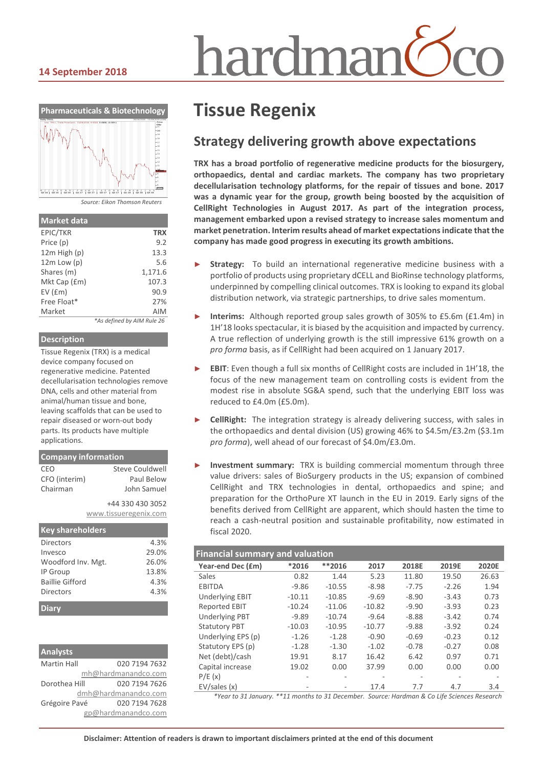14 September 2018

# Tissue Regenix

## Strategy delivering growth above expectations

**TRX has a broad portfolio of regenerative medicine products for the biosurgery, orthopaedics, dental and cardiac markets. The company has two proprietary decellularisation technology platforms, for the repair of tissues and bone. 2017 was a dynamic year for the group, growth being boosted by the acquisition of CellRight Technologies in August 2017. As part of the integration process, management embarked upon a revised strategy to increase sales momentum and market penetration. Interim results ahead of market expectations indicate that the company has made good progress in executing its growth ambitions.**

- **Strategy:** To build an international regenerative medicine business with a portfolio of products using proprietary dCELL and BioRinse technology platforms, underpinned by compelling clinical outcomes. TRX is looking to expand its global distribution network, via strategic partnerships, to drive sales momentum.
- **Interims:** Although reported group sales growth of 305% to £5.6m (£1.4m) in 1H'18 looks spectacular, it is biased by the acquisition and impacted by currency. A true reflection of underlying growth is the still impressive 61% growth on a *pro forma* basis, as if CellRight had been acquired on 1 January 2017.
- **EBIT**: Even though a full six months of CellRight costs are included in 1H'18, the focus of the new management team on controlling costs is evident from the modest rise in absolute SG&A spend, such that the underlying EBIT loss was reduced to £4.0m (£5.0m).
- **CellRight:** The integration strategy is already delivering success, with sales in the orthopaedics and dental division (US) growing 46% to $4.5m/£3.2m ($3.1m *pro forma*), well ahead of our forecast of $4.0m/£3.0m.
- **Investment summary:** TRX is building commercial momentum through three value drivers: sales of BioSurgery products in the US; expansion of combined CellRight and TRX technologies in dental, orthopaedics and spine; and preparation for the OrthoPure XT launch in the EU in 2019. Early signs of the benefits derived from CellRight are apparent, which should hasten the time to reach a cash-neutral position and sustainable profitability, now estimated in fiscal 2020.

### Financial summary and valuation

| Year-end Dec (£m) | *2016 | **2016 | 2017 | 2018E | 2019E | 2020E |
|---|---|---|---|---|---|---|
| Sales | 0.82 | 1.44 | 5.23 | 11.80 | 19.50 | 26.63 |
| EBITDA | -9.86 | -10.55 | -8.98 | -7.75 | -2.26 | 1.94 |
| Underlying EBIT | -10.11 | -10.85 | -9.69 | -8.90 | -3.43 | 0.73 |
| Reported EBIT | -10.24 | -11.06 | -10.82 | -9.90 | -3.93 | 0.23 |
| Underlying PBT | -9.89 | -10.74 | -9.64 | -8.88 | -3.42 | 0.74 |
| Statutory PBT | -10.03 | -10.95 | -10.77 | -9.88 | -3.92 | 0.24 |
| Underlying EPS (p) | -1.26 | -1.28 | -0.90 | -0.69 | -0.23 | 0.12 |
| Statutory EPS (p) | -1.28 | -1.30 | -1.02 | -0.78 | -0.27 | 0.08 |
| Net (debt)/cash | 19.91 | 8.17 | 16.42 | 6.42 | 0.97 | 0.71 |
| Capital increase | 19.02 | 0.00 | 37.99 | 0.00 | 0.00 | 0.00 |
| P/E (x) | - | - | - | - | - | - |
| EV/sales (x) | - | - | 17.4 | 7.7 | 4.7 | 3.4 |

*Year to 31 January. **11 months to 31 December. Source: Hardman & Co Life Sciences Research

**Pharmaceuticals & Biotechnology**

Source: Eikon Thomson Reuters

### Market data

| | |
|---|---|
| EPIC/TKR | **TRX** |
| Price (p) | 9.2 |
| 12m High (p) | 13.3 |
| 12m Low (p) | 5.6 |
| Shares (m) | 1,171.6 |
| Mkt Cap (£m) | 107.3 |
| EV (£m) | 90.9 |
| Free Float* | 27% |
| Market | AIM |

*As defined by AIM Rule 26

### Description

Tissue Regenix (TRX) is a medical device company focused on regenerative medicine. Patented decellularisation technologies remove DNA, cells and other material from animal/human tissue and bone, leaving scaffolds that can be used to repair diseased or worn-out body parts. Its products have multiple applications.

### Company information

| | |
|---|---|
| CEO | Steve Couldwell |
| CFO (interim) | Paul Below |
| Chairman | John Samuel |

+44 330 430 3052
www.tissueregenix.com

### Key shareholders

| | |
|---|---|
| Directors | 4.3% |
| Invesco | 29.0% |
| Woodford Inv. Mgt. | 26.0% |
| IP Group | 13.8% |
| Baillie Gifford | 4.3% |
| Directors | 4.3% |

### Diary

### Analysts

| | |
|---|---|
| Martin Hall | 020 7194 7632 |
| | mh@hardmanandco.com |
| Dorothea Hill | 020 7194 7626 |
| | dmh@hardmanandco.com |
| Grégoire Pavé | 020 7194 7628 |
| | gp@hardmanandco.com |

**Disclaimer: Attention of readers is drawn to important disclaimers printed at the end of this document**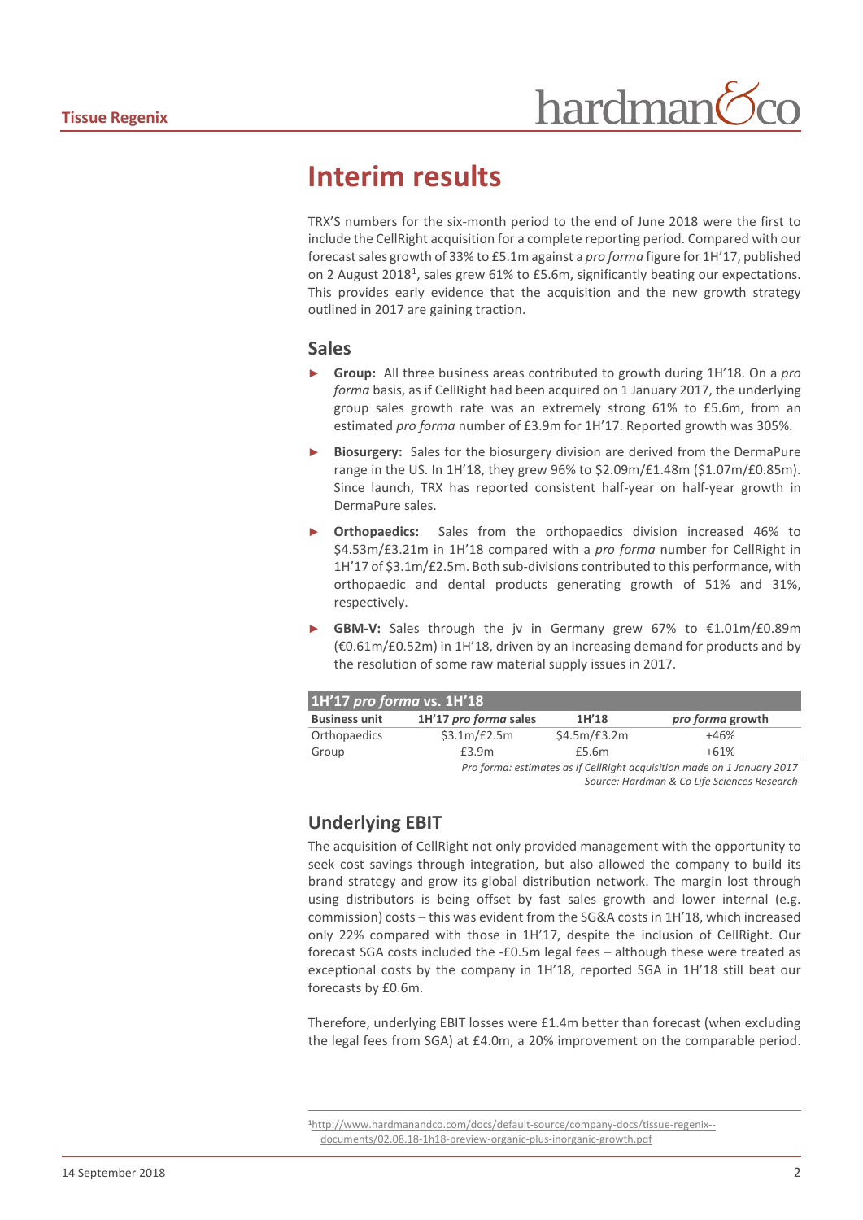# Interim results

TRX'S numbers for the six-month period to the end of June 2018 were the first to include the CellRight acquisition for a complete reporting period. Compared with our forecast sales growth of 33% to £5.1m against a *pro forma* figure for 1H'17, published on 2 August 2018[1], sales grew 61% to £5.6m, significantly beating our expectations. This provides early evidence that the acquisition and the new growth strategy outlined in 2017 are gaining traction.

## Sales

- **Group:** All three business areas contributed to growth during 1H'18. On a *pro forma* basis, as if CellRight had been acquired on 1 January 2017, the underlying group sales growth rate was an extremely strong 61% to £5.6m, from an estimated *pro forma* number of £3.9m for 1H'17. Reported growth was 305%.
- **Biosurgery:** Sales for the biosurgery division are derived from the DermaPure range in the US. In 1H'18, they grew 96% to $2.09m/£1.48m ($1.07m/£0.85m). Since launch, TRX has reported consistent half-year on half-year growth in DermaPure sales.
- **Orthopaedics:** Sales from the orthopaedics division increased 46% to $4.53m/£3.21m in 1H'18 compared with a *pro forma* number for CellRight in 1H'17 of $3.1m/£2.5m. Both sub-divisions contributed to this performance, with orthopaedic and dental products generating growth of 51% and 31%, respectively.
- **GBM-V:** Sales through the jv in Germany grew 67% to €1.01m/£0.89m (€0.61m/£0.52m) in 1H'18, driven by an increasing demand for products and by the resolution of some raw material supply issues in 2017.

**1H'17 *pro forma* vs. 1H'18**

| Business unit | 1H'17 *pro forma* sales | 1H'18 | *pro forma* growth |
|---|---|---|---|
| Orthopaedics | $3.1m/£2.5m | $4.5m/£3.2m | +46% |
| Group | £3.9m | £5.6m | +61% |

*Pro forma: estimates as if CellRight acquisition made on 1 January 2017*
*Source: Hardman & Co Life Sciences Research*

## Underlying EBIT

The acquisition of CellRight not only provided management with the opportunity to seek cost savings through integration, but also allowed the company to build its brand strategy and grow its global distribution network. The margin lost through using distributors is being offset by fast sales growth and lower internal (e.g. commission) costs – this was evident from the SG&A costs in 1H'18, which increased only 22% compared with those in 1H'17, despite the inclusion of CellRight. Our forecast SGA costs included the -£0.5m legal fees – although these were treated as exceptional costs by the company in 1H'18, reported SGA in 1H'18 still beat our forecasts by £0.6m.

Therefore, underlying EBIT losses were £1.4m better than forecast (when excluding the legal fees from SGA) at £4.0m, a 20% improvement on the comparable period.

[1] http://www.hardmanandco.com/docs/default-source/company-docs/tissue-regenix--documents/02.08.18-1h18-preview-organic-plus-inorganic-growth.pdf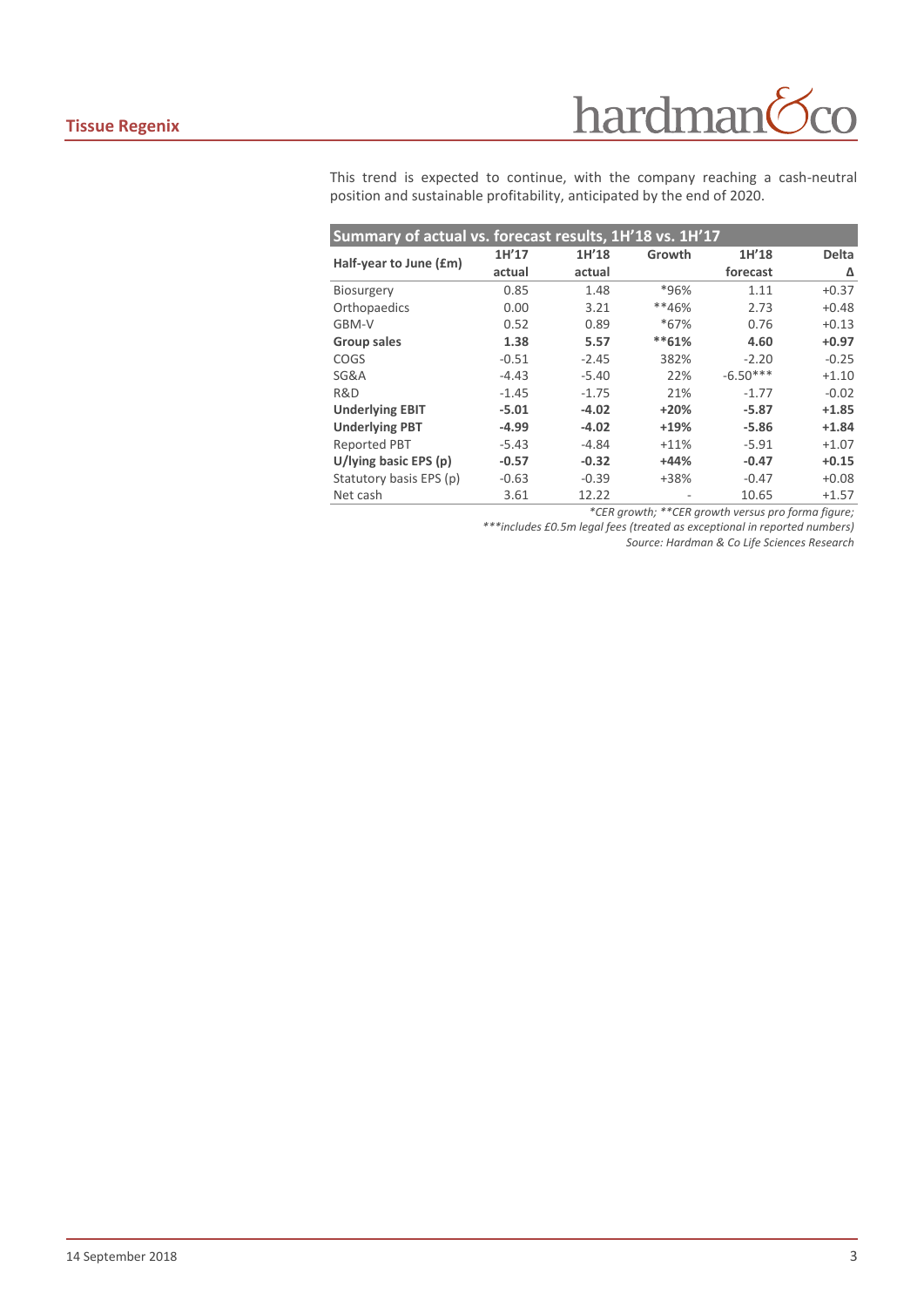This trend is expected to continue, with the company reaching a cash-neutral position and sustainable profitability, anticipated by the end of 2020.

**Summary of actual vs. forecast results, 1H'18 vs. 1H'17**

| Half-year to June (£m) | 1H'17 actual | 1H'18 actual | Growth | 1H'18 forecast | Delta Δ |
|---|---|---|---|---|---|
| Biosurgery | 0.85 | 1.48 | *96% | 1.11 | +0.37 |
| Orthopaedics | 0.00 | 3.21 | **46% | 2.73 | +0.48 |
| GBM-V | 0.52 | 0.89 | *67% | 0.76 | +0.13 |
| **Group sales** | **1.38** | **5.57** | **\*\*61%** | **4.60** | **+0.97** |
| COGS | -0.51 | -2.45 | 382% | -2.20 | -0.25 |
| SG&A | -4.43 | -5.40 | 22% | -6.50*** | +1.10 |
| R&D | -1.45 | -1.75 | 21% | -1.77 | -0.02 |
| **Underlying EBIT** | **-5.01** | **-4.02** | **+20%** | **-5.87** | **+1.85** |
| **Underlying PBT** | **-4.99** | **-4.02** | **+19%** | **-5.86** | **+1.84** |
| Reported PBT | -5.43 | -4.84 | +11% | -5.91 | +1.07 |
| **U/lying basic EPS (p)** | **-0.57** | **-0.32** | **+44%** | **-0.47** | **+0.15** |
| Statutory basis EPS (p) | -0.63 | -0.39 | +38% | -0.47 | +0.08 |
| Net cash | 3.61 | 12.22 | - | 10.65 | +1.57 |

*\*CER growth; \*\*CER growth versus pro forma figure;*

*\*\*\*includes £0.5m legal fees (treated as exceptional in reported numbers)*

*Source: Hardman & Co Life Sciences Research*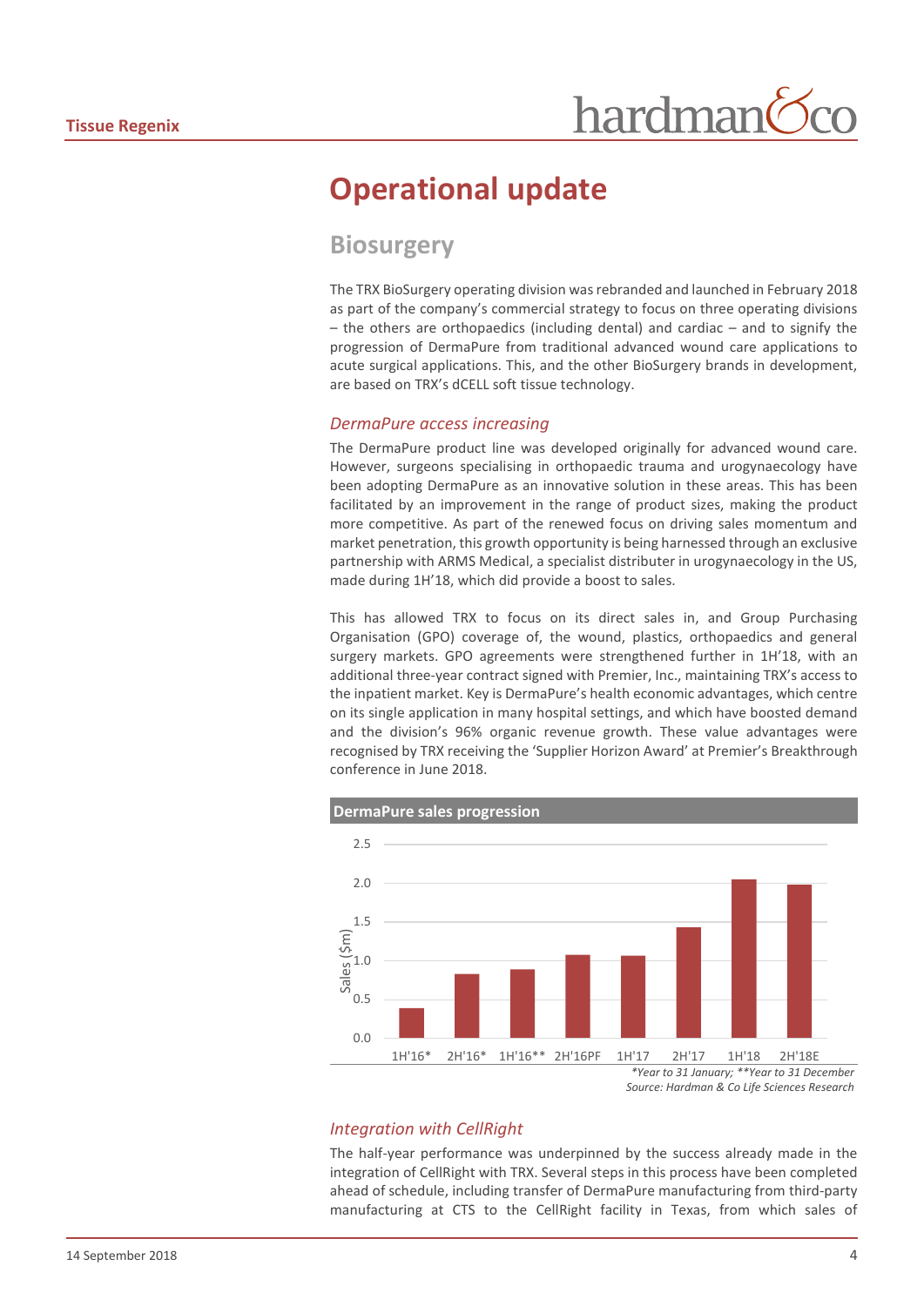# Operational update

## Biosurgery

The TRX BioSurgery operating division was rebranded and launched in February 2018 as part of the company's commercial strategy to focus on three operating divisions – the others are orthopaedics (including dental) and cardiac – and to signify the progression of DermaPure from traditional advanced wound care applications to acute surgical applications. This, and the other BioSurgery brands in development, are based on TRX's dCELL soft tissue technology.

### *DermaPure access increasing*

The DermaPure product line was developed originally for advanced wound care. However, surgeons specialising in orthopaedic trauma and urogynaecology have been adopting DermaPure as an innovative solution in these areas. This has been facilitated by an improvement in the range of product sizes, making the product more competitive. As part of the renewed focus on driving sales momentum and market penetration, this growth opportunity is being harnessed through an exclusive partnership with ARMS Medical, a specialist distributer in urogynaecology in the US, made during 1H'18, which did provide a boost to sales.

This has allowed TRX to focus on its direct sales in, and Group Purchasing Organisation (GPO) coverage of, the wound, plastics, orthopaedics and general surgery markets. GPO agreements were strengthened further in 1H'18, with an additional three-year contract signed with Premier, Inc., maintaining TRX's access to the inpatient market. Key is DermaPure's health economic advantages, which centre on its single application in many hospital settings, and which have boosted demand and the division's 96% organic revenue growth. These value advantages were recognised by TRX receiving the 'Supplier Horizon Award' at Premier's Breakthrough conference in June 2018.

**DermaPure sales progression**

| Period | Sales ($m) |
|---|---|
| 1H'16* | 0.4 |
| 2H'16* | 0.8 |
| 1H'16** | 0.9 |
| 2H'16PF | 1.1 |
| 1H'17 | 1.1 |
| 2H'17 | 1.4 |
| 1H'18 | 2.1 |
| 2H'18E | 2.0 |

*\*Year to 31 January; \*\*Year to 31 December*
*Source: Hardman & Co Life Sciences Research*

### *Integration with CellRight*

The half-year performance was underpinned by the success already made in the integration of CellRight with TRX. Several steps in this process have been completed ahead of schedule, including transfer of DermaPure manufacturing from third-party manufacturing at CTS to the CellRight facility in Texas, from which sales of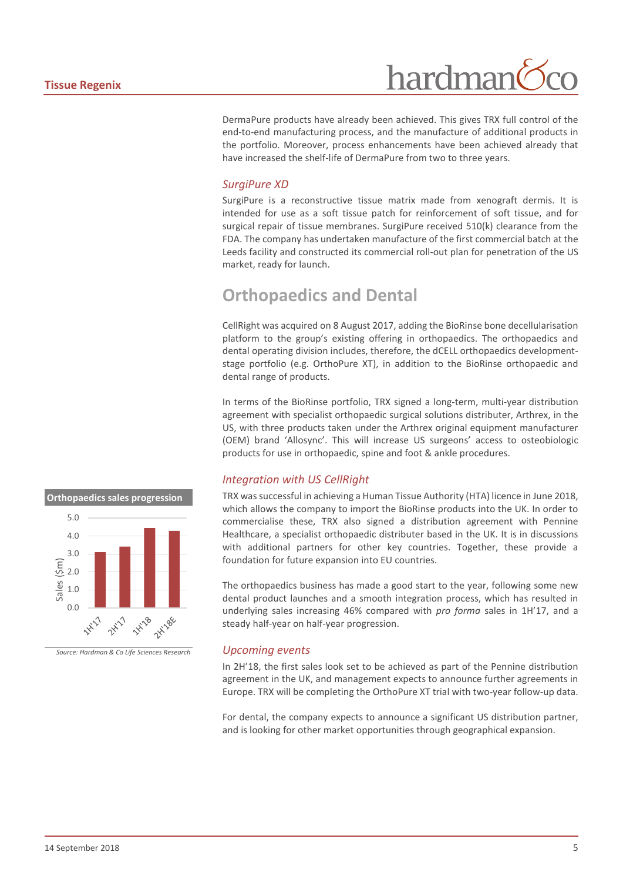DermaPure products have already been achieved. This gives TRX full control of the end-to-end manufacturing process, and the manufacture of additional products in the portfolio. Moreover, process enhancements have been achieved already that have increased the shelf-life of DermaPure from two to three years.

### *SurgiPure XD*

SurgiPure is a reconstructive tissue matrix made from xenograft dermis. It is intended for use as a soft tissue patch for reinforcement of soft tissue, and for surgical repair of tissue membranes. SurgiPure received 510(k) clearance from the FDA. The company has undertaken manufacture of the first commercial batch at the Leeds facility and constructed its commercial roll-out plan for penetration of the US market, ready for launch.

## Orthopaedics and Dental

CellRight was acquired on 8 August 2017, adding the BioRinse bone decellularisation platform to the group's existing offering in orthopaedics. The orthopaedics and dental operating division includes, therefore, the dCELL orthopaedics development-stage portfolio (e.g. OrthoPure XT), in addition to the BioRinse orthopaedic and dental range of products.

In terms of the BioRinse portfolio, TRX signed a long-term, multi-year distribution agreement with specialist orthopaedic surgical solutions distributer, Arthrex, in the US, with three products taken under the Arthrex original equipment manufacturer (OEM) brand 'Allosync'. This will increase US surgeons' access to osteobiologic products for use in orthopaedic, spine and foot & ankle procedures.

### *Integration with US CellRight*

**Orthopaedics sales progression**

| Period | Sales ($m) |
|---|---|
| 1H'17 | ~3.1 |
| 2H'17 | ~3.4 |
| 1H'18 | ~4.4 |
| 2H'18E | ~4.3 |

*Source: Hardman & Co Life Sciences Research*

TRX was successful in achieving a Human Tissue Authority (HTA) licence in June 2018, which allows the company to import the BioRinse products into the UK. In order to commercialise these, TRX also signed a distribution agreement with Pennine Healthcare, a specialist orthopaedic distributer based in the UK. It is in discussions with additional partners for other key countries. Together, these provide a foundation for future expansion into EU countries.

The orthopaedics business has made a good start to the year, following some new dental product launches and a smooth integration process, which has resulted in underlying sales increasing 46% compared with *pro forma* sales in 1H'17, and a steady half-year on half-year progression.

### *Upcoming events*

In 2H'18, the first sales look set to be achieved as part of the Pennine distribution agreement in the UK, and management expects to announce further agreements in Europe. TRX will be completing the OrthoPure XT trial with two-year follow-up data.

For dental, the company expects to announce a significant US distribution partner, and is looking for other market opportunities through geographical expansion.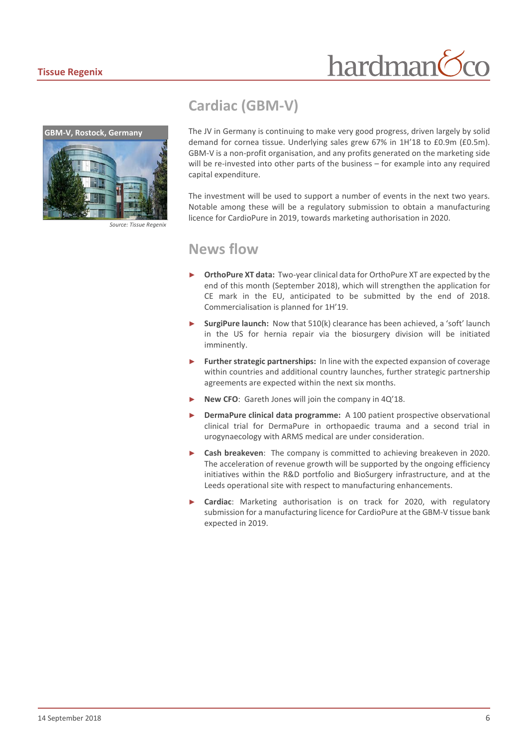## Cardiac (GBM-V)

GBM-V, Rostock, Germany

*Source: Tissue Regenix*

The JV in Germany is continuing to make very good progress, driven largely by solid demand for cornea tissue. Underlying sales grew 67% in 1H'18 to £0.9m (£0.5m). GBM-V is a non-profit organisation, and any profits generated on the marketing side will be re-invested into other parts of the business – for example into any required capital expenditure.

The investment will be used to support a number of events in the next two years. Notable among these will be a regulatory submission to obtain a manufacturing licence for CardioPure in 2019, towards marketing authorisation in 2020.

## News flow

- **OrthoPure XT data:** Two-year clinical data for OrthoPure XT are expected by the end of this month (September 2018), which will strengthen the application for CE mark in the EU, anticipated to be submitted by the end of 2018. Commercialisation is planned for 1H'19.
- **SurgiPure launch:** Now that 510(k) clearance has been achieved, a 'soft' launch in the US for hernia repair via the biosurgery division will be initiated imminently.
- **Further strategic partnerships:** In line with the expected expansion of coverage within countries and additional country launches, further strategic partnership agreements are expected within the next six months.
- **New CFO**: Gareth Jones will join the company in 4Q'18.
- **DermaPure clinical data programme:** A 100 patient prospective observational clinical trial for DermaPure in orthopaedic trauma and a second trial in urogynaecology with ARMS medical are under consideration.
- **Cash breakeven**: The company is committed to achieving breakeven in 2020. The acceleration of revenue growth will be supported by the ongoing efficiency initiatives within the R&D portfolio and BioSurgery infrastructure, and at the Leeds operational site with respect to manufacturing enhancements.
- **Cardiac**: Marketing authorisation is on track for 2020, with regulatory submission for a manufacturing licence for CardioPure at the GBM-V tissue bank expected in 2019.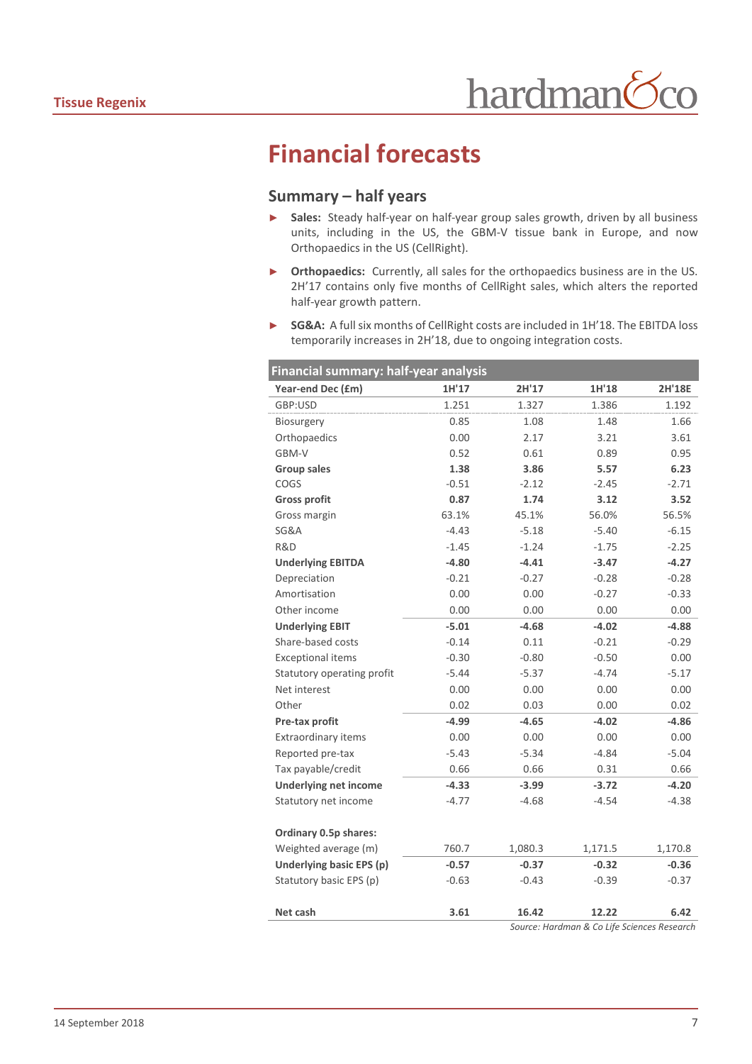# Financial forecasts

## Summary – half years

- **Sales:** Steady half-year on half-year group sales growth, driven by all business units, including in the US, the GBM-V tissue bank in Europe, and now Orthopaedics in the US (CellRight).
- **Orthopaedics:** Currently, all sales for the orthopaedics business are in the US. 2H'17 contains only five months of CellRight sales, which alters the reported half-year growth pattern.
- **SG&A:** A full six months of CellRight costs are included in 1H'18. The EBITDA loss temporarily increases in 2H'18, due to ongoing integration costs.

| **Financial summary: half-year analysis** | | | | |
|---|---|---|---|---|
| **Year-end Dec (£m)** | **1H'17** | **2H'17** | **1H'18** | **2H'18E** |
| GBP:USD | 1.251 | 1.327 | 1.386 | 1.192 |
| Biosurgery | 0.85 | 1.08 | 1.48 | 1.66 |
| Orthopaedics | 0.00 | 2.17 | 3.21 | 3.61 |
| GBM-V | 0.52 | 0.61 | 0.89 | 0.95 |
| **Group sales** | **1.38** | **3.86** | **5.57** | **6.23** |
| COGS | -0.51 | -2.12 | -2.45 | -2.71 |
| **Gross profit** | **0.87** | **1.74** | **3.12** | **3.52** |
| Gross margin | 63.1% | 45.1% | 56.0% | 56.5% |
| SG&A | -4.43 | -5.18 | -5.40 | -6.15 |
| R&D | -1.45 | -1.24 | -1.75 | -2.25 |
| **Underlying EBITDA** | **-4.80** | **-4.41** | **-3.47** | **-4.27** |
| Depreciation | -0.21 | -0.27 | -0.28 | -0.28 |
| Amortisation | 0.00 | 0.00 | -0.27 | -0.33 |
| Other income | 0.00 | 0.00 | 0.00 | 0.00 |
| **Underlying EBIT** | **-5.01** | **-4.68** | **-4.02** | **-4.88** |
| Share-based costs | -0.14 | 0.11 | -0.21 | -0.29 |
| Exceptional items | -0.30 | -0.80 | -0.50 | 0.00 |
| Statutory operating profit | -5.44 | -5.37 | -4.74 | -5.17 |
| Net interest | 0.00 | 0.00 | 0.00 | 0.00 |
| Other | 0.02 | 0.03 | 0.00 | 0.02 |
| **Pre-tax profit** | **-4.99** | **-4.65** | **-4.02** | **-4.86** |
| Extraordinary items | 0.00 | 0.00 | 0.00 | 0.00 |
| Reported pre-tax | -5.43 | -5.34 | -4.84 | -5.04 |
| Tax payable/credit | 0.66 | 0.66 | 0.31 | 0.66 |
| **Underlying net income** | **-4.33** | **-3.99** | **-3.72** | **-4.20** |
| Statutory net income | -4.77 | -4.68 | -4.54 | -4.38 |
| | | | | |
| **Ordinary 0.5p shares:** | | | | |
| Weighted average (m) | 760.7 | 1,080.3 | 1,171.5 | 1,170.8 |
| **Underlying basic EPS (p)** | **-0.57** | **-0.37** | **-0.32** | **-0.36** |
| Statutory basic EPS (p) | -0.63 | -0.43 | -0.39 | -0.37 |
| | | | | |
| **Net cash** | **3.61** | **16.42** | **12.22** | **6.42** |

*Source: Hardman & Co Life Sciences Research*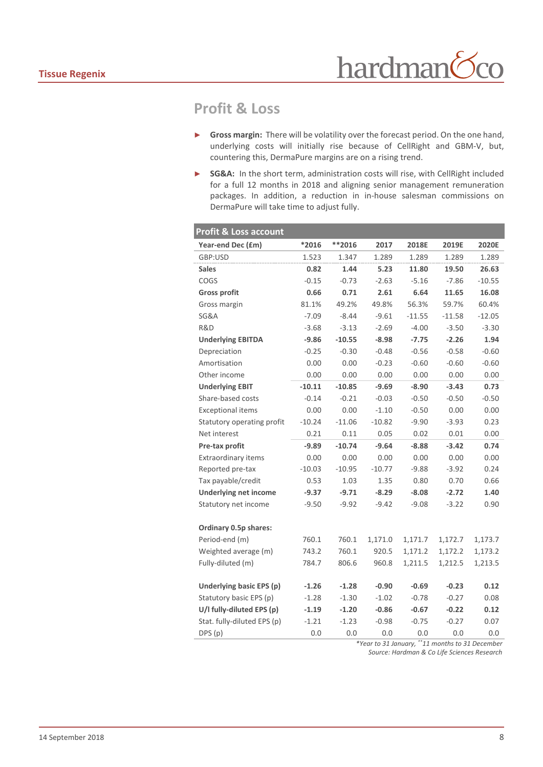## Profit & Loss

- **Gross margin:** There will be volatility over the forecast period. On the one hand, underlying costs will initially rise because of CellRight and GBM-V, but, countering this, DermaPure margins are on a rising trend.
- **SG&A:** In the short term, administration costs will rise, with CellRight included for a full 12 months in 2018 and aligning senior management remuneration packages. In addition, a reduction in in-house salesman commissions on DermaPure will take time to adjust fully.

**Profit & Loss account**

| Year-end Dec (£m) | *2016 | **2016 | 2017 | 2018E | 2019E | 2020E |
|---|---|---|---|---|---|---|
| GBP:USD | 1.523 | 1.347 | 1.289 | 1.289 | 1.289 | 1.289 |
| **Sales** | **0.82** | **1.44** | **5.23** | **11.80** | **19.50** | **26.63** |
| COGS | -0.15 | -0.73 | -2.63 | -5.16 | -7.86 | -10.55 |
| **Gross profit** | **0.66** | **0.71** | **2.61** | **6.64** | **11.65** | **16.08** |
| Gross margin | 81.1% | 49.2% | 49.8% | 56.3% | 59.7% | 60.4% |
| SG&A | -7.09 | -8.44 | -9.61 | -11.55 | -11.58 | -12.05 |
| R&D | -3.68 | -3.13 | -2.69 | -4.00 | -3.50 | -3.30 |
| **Underlying EBITDA** | **-9.86** | **-10.55** | **-8.98** | **-7.75** | **-2.26** | **1.94** |
| Depreciation | -0.25 | -0.30 | -0.48 | -0.56 | -0.58 | -0.60 |
| Amortisation | 0.00 | 0.00 | -0.23 | -0.60 | -0.60 | -0.60 |
| Other income | 0.00 | 0.00 | 0.00 | 0.00 | 0.00 | 0.00 |
| **Underlying EBIT** | **-10.11** | **-10.85** | **-9.69** | **-8.90** | **-3.43** | **0.73** |
| Share-based costs | -0.14 | -0.21 | -0.03 | -0.50 | -0.50 | -0.50 |
| Exceptional items | 0.00 | 0.00 | -1.10 | -0.50 | 0.00 | 0.00 |
| Statutory operating profit | -10.24 | -11.06 | -10.82 | -9.90 | -3.93 | 0.23 |
| Net interest | 0.21 | 0.11 | 0.05 | 0.02 | 0.01 | 0.00 |
| **Pre-tax profit** | **-9.89** | **-10.74** | **-9.64** | **-8.88** | **-3.42** | **0.74** |
| Extraordinary items | 0.00 | 0.00 | 0.00 | 0.00 | 0.00 | 0.00 |
| Reported pre-tax | -10.03 | -10.95 | -10.77 | -9.88 | -3.92 | 0.24 |
| Tax payable/credit | 0.53 | 1.03 | 1.35 | 0.80 | 0.70 | 0.66 |
| **Underlying net income** | **-9.37** | **-9.71** | **-8.29** | **-8.08** | **-2.72** | **1.40** |
| Statutory net income | -9.50 | -9.92 | -9.42 | -9.08 | -3.22 | 0.90 |
| | | | | | | |
| **Ordinary 0.5p shares:** | | | | | | |
| Period-end (m) | 760.1 | 760.1 | 1,171.0 | 1,171.7 | 1,172.7 | 1,173.7 |
| Weighted average (m) | 743.2 | 760.1 | 920.5 | 1,171.2 | 1,172.2 | 1,173.2 |
| Fully-diluted (m) | 784.7 | 806.6 | 960.8 | 1,211.5 | 1,212.5 | 1,213.5 |
| | | | | | | |
| **Underlying basic EPS (p)** | **-1.26** | **-1.28** | **-0.90** | **-0.69** | **-0.23** | **0.12** |
| Statutory basic EPS (p) | -1.28 | -1.30 | -1.02 | -0.78 | -0.27 | 0.08 |
| **U/l fully-diluted EPS (p)** | **-1.19** | **-1.20** | **-0.86** | **-0.67** | **-0.22** | **0.12** |
| Stat. fully-diluted EPS (p) | -1.21 | -1.23 | -0.98 | -0.75 | -0.27 | 0.07 |
| DPS (p) | 0.0 | 0.0 | 0.0 | 0.0 | 0.0 | 0.0 |

*\*Year to 31 January, \*\*11 months to 31 December*

*Source: Hardman & Co Life Sciences Research*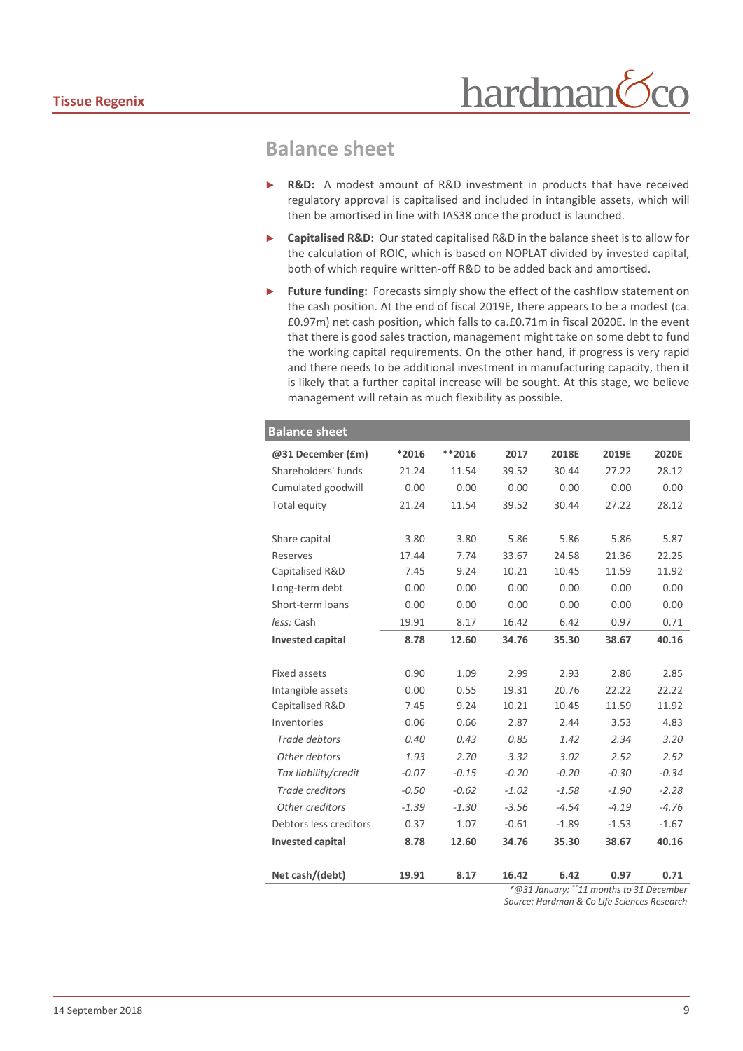## Balance sheet

- **R&D:** A modest amount of R&D investment in products that have received regulatory approval is capitalised and included in intangible assets, which will then be amortised in line with IAS38 once the product is launched.
- **Capitalised R&D:** Our stated capitalised R&D in the balance sheet is to allow for the calculation of ROIC, which is based on NOPLAT divided by invested capital, both of which require written-off R&D to be added back and amortised.
- **Future funding:** Forecasts simply show the effect of the cashflow statement on the cash position. At the end of fiscal 2019E, there appears to be a modest (ca. £0.97m) net cash position, which falls to ca.£0.71m in fiscal 2020E. In the event that there is good sales traction, management might take on some debt to fund the working capital requirements. On the other hand, if progress is very rapid and there needs to be additional investment in manufacturing capacity, then it is likely that a further capital increase will be sought. At this stage, we believe management will retain as much flexibility as possible.

**Balance sheet**

| @31 December (£m) | *2016 | **2016 | 2017 | 2018E | 2019E | 2020E |
|---|---|---|---|---|---|---|
| Shareholders' funds | 21.24 | 11.54 | 39.52 | 30.44 | 27.22 | 28.12 |
| Cumulated goodwill | 0.00 | 0.00 | 0.00 | 0.00 | 0.00 | 0.00 |
| Total equity | 21.24 | 11.54 | 39.52 | 30.44 | 27.22 | 28.12 |
| | | | | | | |
| Share capital | 3.80 | 3.80 | 5.86 | 5.86 | 5.86 | 5.87 |
| Reserves | 17.44 | 7.74 | 33.67 | 24.58 | 21.36 | 22.25 |
| Capitalised R&D | 7.45 | 9.24 | 10.21 | 10.45 | 11.59 | 11.92 |
| Long-term debt | 0.00 | 0.00 | 0.00 | 0.00 | 0.00 | 0.00 |
| Short-term loans | 0.00 | 0.00 | 0.00 | 0.00 | 0.00 | 0.00 |
| *less:* Cash | 19.91 | 8.17 | 16.42 | 6.42 | 0.97 | 0.71 |
| **Invested capital** | **8.78** | **12.60** | **34.76** | **35.30** | **38.67** | **40.16** |
| | | | | | | |
| Fixed assets | 0.90 | 1.09 | 2.99 | 2.93 | 2.86 | 2.85 |
| Intangible assets | 0.00 | 0.55 | 19.31 | 20.76 | 22.22 | 22.22 |
| Capitalised R&D | 7.45 | 9.24 | 10.21 | 10.45 | 11.59 | 11.92 |
| Inventories | 0.06 | 0.66 | 2.87 | 2.44 | 3.53 | 4.83 |
| *Trade debtors* | *0.40* | *0.43* | *0.85* | *1.42* | *2.34* | *3.20* |
| *Other debtors* | *1.93* | *2.70* | *3.32* | *3.02* | *2.52* | *2.52* |
| *Tax liability/credit* | *-0.07* | *-0.15* | *-0.20* | *-0.20* | *-0.30* | *-0.34* |
| *Trade creditors* | *-0.50* | *-0.62* | *-1.02* | *-1.58* | *-1.90* | *-2.28* |
| *Other creditors* | *-1.39* | *-1.30* | *-3.56* | *-4.54* | *-4.19* | *-4.76* |
| Debtors less creditors | 0.37 | 1.07 | -0.61 | -1.89 | -1.53 | -1.67 |
| **Invested capital** | **8.78** | **12.60** | **34.76** | **35.30** | **38.67** | **40.16** |
| | | | | | | |
| **Net cash/(debt)** | **19.91** | **8.17** | **16.42** | **6.42** | **0.97** | **0.71** |

*\*@31 January; \*\*11 months to 31 December*
*Source: Hardman & Co Life Sciences Research*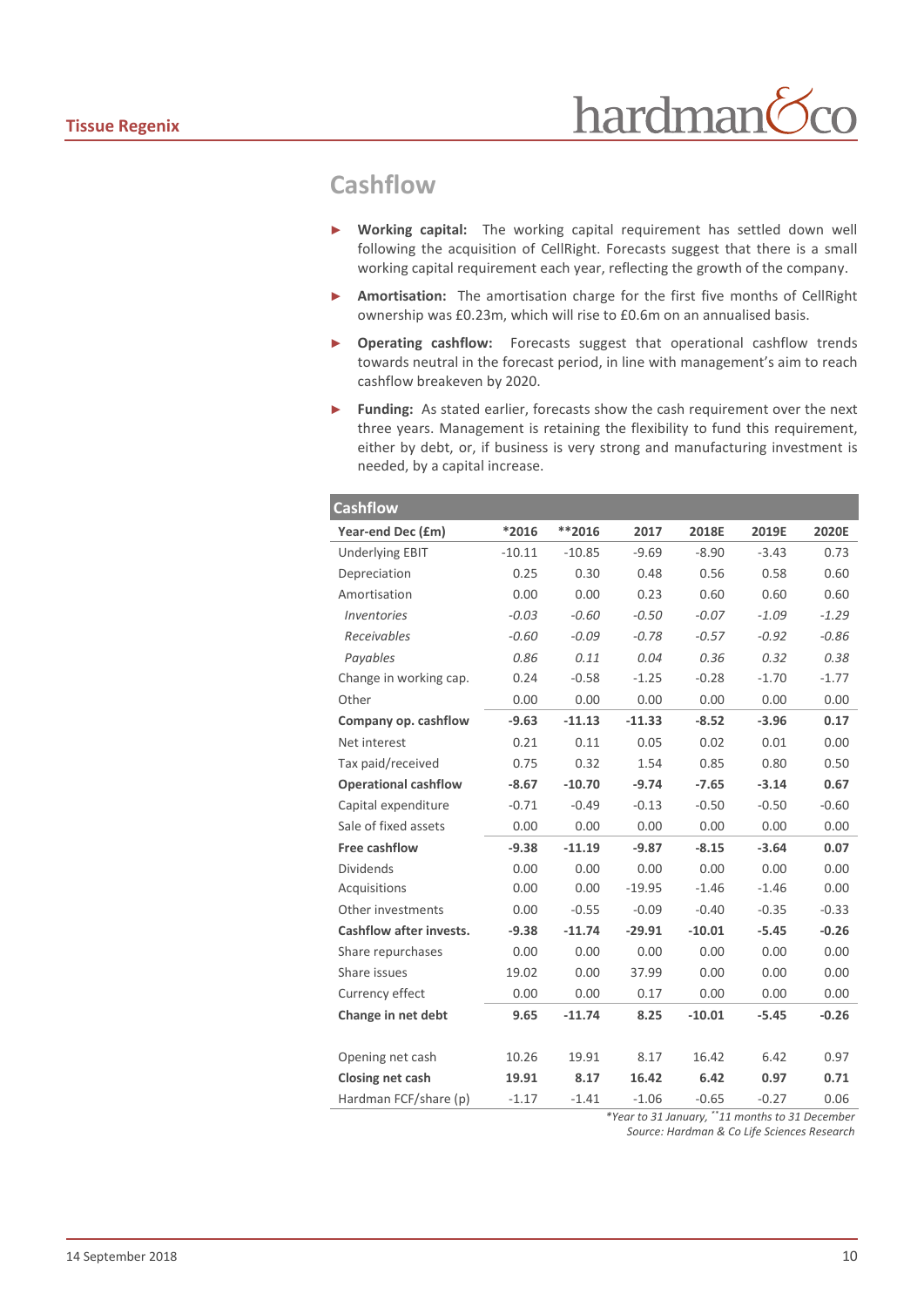## Cashflow

- **Working capital:** The working capital requirement has settled down well following the acquisition of CellRight. Forecasts suggest that there is a small working capital requirement each year, reflecting the growth of the company.
- **Amortisation:** The amortisation charge for the first five months of CellRight ownership was £0.23m, which will rise to £0.6m on an annualised basis.
- **Operating cashflow:** Forecasts suggest that operational cashflow trends towards neutral in the forecast period, in line with management's aim to reach cashflow breakeven by 2020.
- **Funding:** As stated earlier, forecasts show the cash requirement over the next three years. Management is retaining the flexibility to fund this requirement, either by debt, or, if business is very strong and manufacturing investment is needed, by a capital increase.

**Cashflow**

| Year-end Dec (£m) | *2016 | **2016 | 2017 | 2018E | 2019E | 2020E |
|---|---|---|---|---|---|---|
| Underlying EBIT | -10.11 | -10.85 | -9.69 | -8.90 | -3.43 | 0.73 |
| Depreciation | 0.25 | 0.30 | 0.48 | 0.56 | 0.58 | 0.60 |
| Amortisation | 0.00 | 0.00 | 0.23 | 0.60 | 0.60 | 0.60 |
| *Inventories* | *-0.03* | *-0.60* | *-0.50* | *-0.07* | *-1.09* | *-1.29* |
| *Receivables* | *-0.60* | *-0.09* | *-0.78* | *-0.57* | *-0.92* | *-0.86* |
| *Payables* | *0.86* | *0.11* | *0.04* | *0.36* | *0.32* | *0.38* |
| Change in working cap. | 0.24 | -0.58 | -1.25 | -0.28 | -1.70 | -1.77 |
| Other | 0.00 | 0.00 | 0.00 | 0.00 | 0.00 | 0.00 |
| **Company op. cashflow** | **-9.63** | **-11.13** | **-11.33** | **-8.52** | **-3.96** | **0.17** |
| Net interest | 0.21 | 0.11 | 0.05 | 0.02 | 0.01 | 0.00 |
| Tax paid/received | 0.75 | 0.32 | 1.54 | 0.85 | 0.80 | 0.50 |
| **Operational cashflow** | **-8.67** | **-10.70** | **-9.74** | **-7.65** | **-3.14** | **0.67** |
| Capital expenditure | -0.71 | -0.49 | -0.13 | -0.50 | -0.50 | -0.60 |
| Sale of fixed assets | 0.00 | 0.00 | 0.00 | 0.00 | 0.00 | 0.00 |
| **Free cashflow** | **-9.38** | **-11.19** | **-9.87** | **-8.15** | **-3.64** | **0.07** |
| Dividends | 0.00 | 0.00 | 0.00 | 0.00 | 0.00 | 0.00 |
| Acquisitions | 0.00 | 0.00 | -19.95 | -1.46 | -1.46 | 0.00 |
| Other investments | 0.00 | -0.55 | -0.09 | -0.40 | -0.35 | -0.33 |
| **Cashflow after invests.** | **-9.38** | **-11.74** | **-29.91** | **-10.01** | **-5.45** | **-0.26** |
| Share repurchases | 0.00 | 0.00 | 0.00 | 0.00 | 0.00 | 0.00 |
| Share issues | 19.02 | 0.00 | 37.99 | 0.00 | 0.00 | 0.00 |
| Currency effect | 0.00 | 0.00 | 0.17 | 0.00 | 0.00 | 0.00 |
| **Change in net debt** | **9.65** | **-11.74** | **8.25** | **-10.01** | **-5.45** | **-0.26** |
| | | | | | | |
| Opening net cash | 10.26 | 19.91 | 8.17 | 16.42 | 6.42 | 0.97 |
| **Closing net cash** | **19.91** | **8.17** | **16.42** | **6.42** | **0.97** | **0.71** |
| Hardman FCF/share (p) | -1.17 | -1.41 | -1.06 | -0.65 | -0.27 | 0.06 |

*\*Year to 31 January, \*\*11 months to 31 December*

*Source: Hardman & Co Life Sciences Research*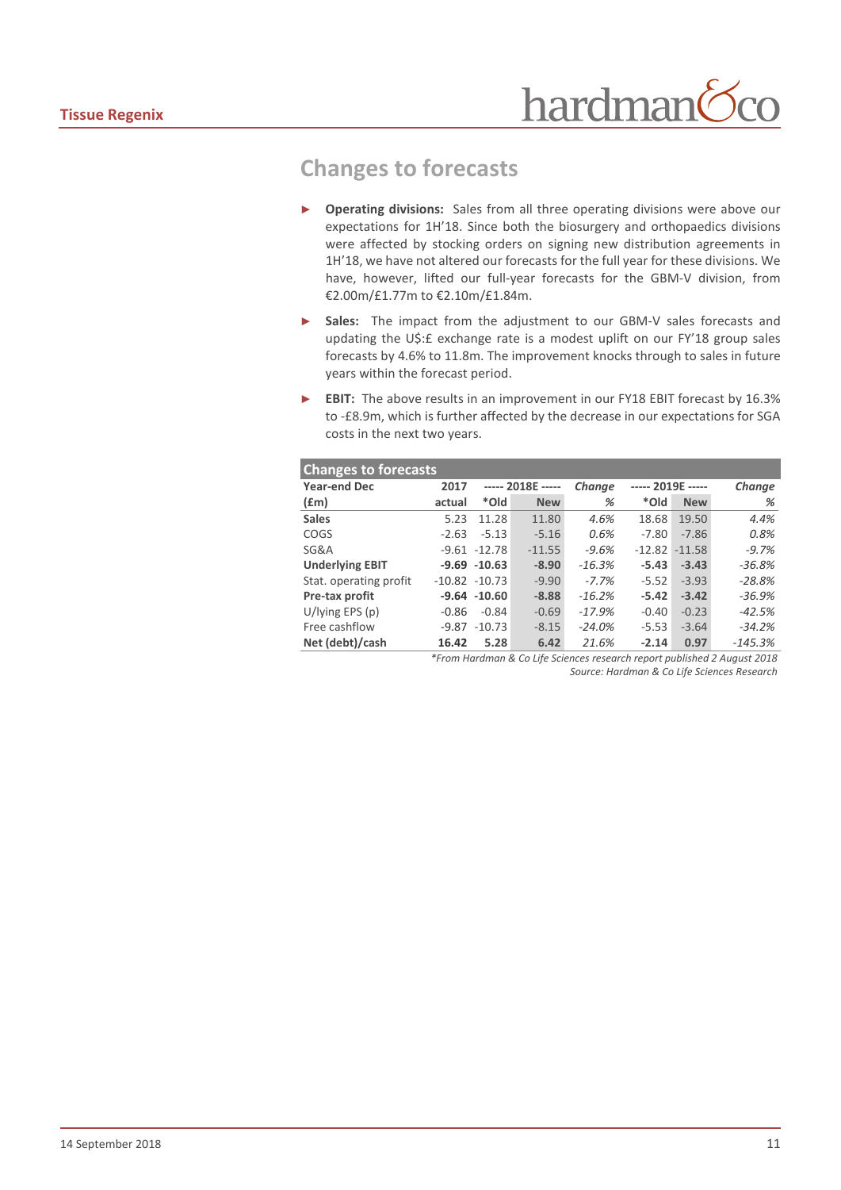## Changes to forecasts

- **Operating divisions:** Sales from all three operating divisions were above our expectations for 1H'18. Since both the biosurgery and orthopaedics divisions were affected by stocking orders on signing new distribution agreements in 1H'18, we have not altered our forecasts for the full year for these divisions. We have, however, lifted our full-year forecasts for the GBM-V division, from €2.00m/£1.77m to €2.10m/£1.84m.
- **Sales:** The impact from the adjustment to our GBM-V sales forecasts and updating the U$:£ exchange rate is a modest uplift on our FY'18 group sales forecasts by 4.6% to 11.8m. The improvement knocks through to sales in future years within the forecast period.
- **EBIT:** The above results in an improvement in our FY18 EBIT forecast by 16.3% to -£8.9m, which is further affected by the decrease in our expectations for SGA costs in the next two years.

**Changes to forecasts**

| Year-end Dec | 2017 | ----- 2018E ----- | | *Change* | ----- 2019E ----- | | *Change* |
|---|---|---|---|---|---|---|---|
| (£m) | actual | *Old | New | *%* | *Old | New | *%* |
| **Sales** | 5.23 | 11.28 | 11.80 | *4.6%* | 18.68 | 19.50 | *4.4%* |
| COGS | -2.63 | -5.13 | -5.16 | *0.6%* | -7.80 | -7.86 | *0.8%* |
| SG&A | -9.61 | -12.78 | -11.55 | *-9.6%* | -12.82 | -11.58 | *-9.7%* |
| **Underlying EBIT** | **-9.69** | **-10.63** | **-8.90** | *-16.3%* | **-5.43** | **-3.43** | *-36.8%* |
| Stat. operating profit | -10.82 | -10.73 | -9.90 | *-7.7%* | -5.52 | -3.93 | *-28.8%* |
| **Pre-tax profit** | **-9.64** | **-10.60** | **-8.88** | *-16.2%* | **-5.42** | **-3.42** | *-36.9%* |
| U/lying EPS (p) | -0.86 | -0.84 | -0.69 | *-17.9%* | -0.40 | -0.23 | *-42.5%* |
| Free cashflow | -9.87 | -10.73 | -8.15 | *-24.0%* | -5.53 | -3.64 | *-34.2%* |
| **Net (debt)/cash** | **16.42** | **5.28** | **6.42** | *21.6%* | **-2.14** | **0.97** | *-145.3%* |

*\*From Hardman & Co Life Sciences research report published 2 August 2018*

*Source: Hardman & Co Life Sciences Research*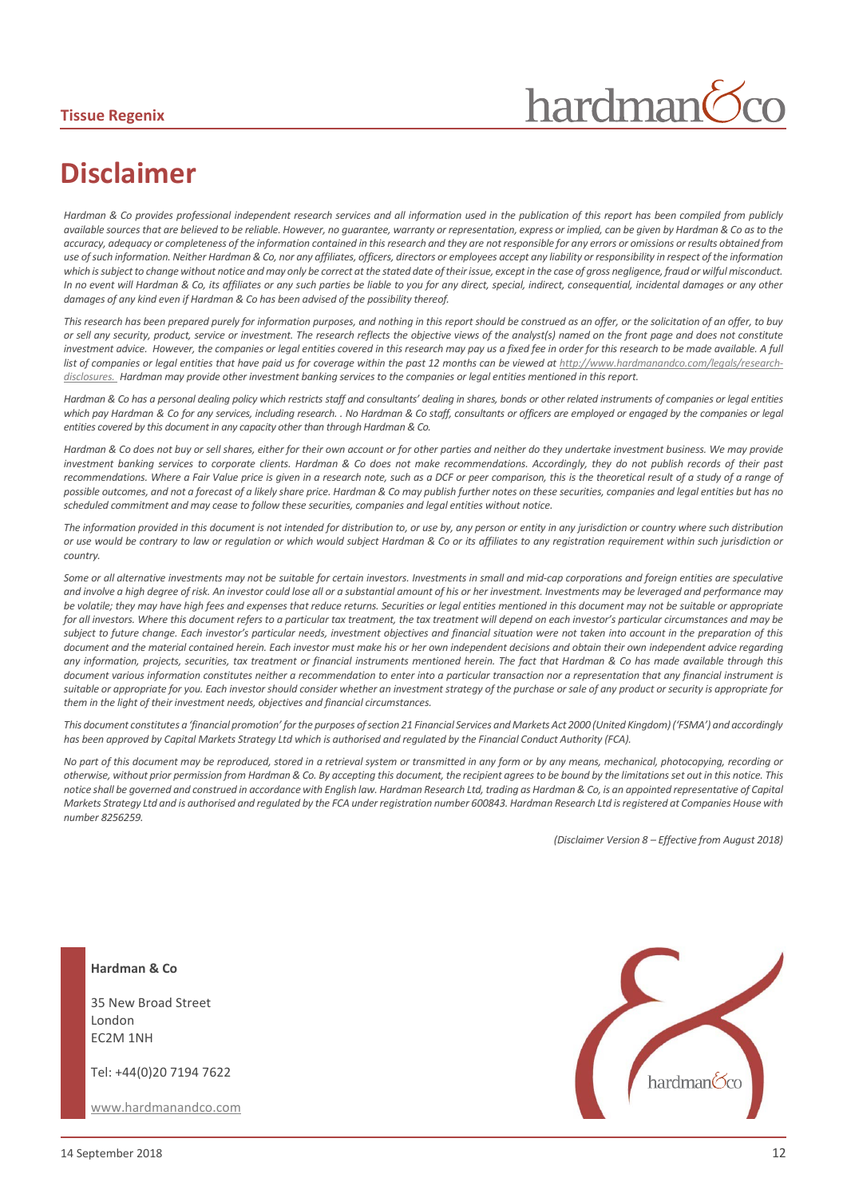# Disclaimer

*Hardman & Co provides professional independent research services and all information used in the publication of this report has been compiled from publicly available sources that are believed to be reliable. However, no guarantee, warranty or representation, express or implied, can be given by Hardman & Co as to the accuracy, adequacy or completeness of the information contained in this research and they are not responsible for any errors or omissions or results obtained from use of such information. Neither Hardman & Co, nor any affiliates, officers, directors or employees accept any liability or responsibility in respect of the information which is subject to change without notice and may only be correct at the stated date of their issue, except in the case of gross negligence, fraud or wilful misconduct. In no event will Hardman & Co, its affiliates or any such parties be liable to you for any direct, special, indirect, consequential, incidental damages or any other damages of any kind even if Hardman & Co has been advised of the possibility thereof.*

*This research has been prepared purely for information purposes, and nothing in this report should be construed as an offer, or the solicitation of an offer, to buy or sell any security, product, service or investment. The research reflects the objective views of the analyst(s) named on the front page and does not constitute investment advice. However, the companies or legal entities covered in this research may pay us a fixed fee in order for this research to be made available. A full list of companies or legal entities that have paid us for coverage within the past 12 months can be viewed at http://www.hardmanandco.com/legals/research-disclosures. Hardman may provide other investment banking services to the companies or legal entities mentioned in this report.*

*Hardman & Co has a personal dealing policy which restricts staff and consultants' dealing in shares, bonds or other related instruments of companies or legal entities which pay Hardman & Co for any services, including research. . No Hardman & Co staff, consultants or officers are employed or engaged by the companies or legal entities covered by this document in any capacity other than through Hardman & Co.*

*Hardman & Co does not buy or sell shares, either for their own account or for other parties and neither do they undertake investment business. We may provide investment banking services to corporate clients. Hardman & Co does not make recommendations. Accordingly, they do not publish records of their past recommendations. Where a Fair Value price is given in a research note, such as a DCF or peer comparison, this is the theoretical result of a study of a range of possible outcomes, and not a forecast of a likely share price. Hardman & Co may publish further notes on these securities, companies and legal entities but has no scheduled commitment and may cease to follow these securities, companies and legal entities without notice.*

*The information provided in this document is not intended for distribution to, or use by, any person or entity in any jurisdiction or country where such distribution or use would be contrary to law or regulation or which would subject Hardman & Co or its affiliates to any registration requirement within such jurisdiction or country.*

*Some or all alternative investments may not be suitable for certain investors. Investments in small and mid-cap corporations and foreign entities are speculative and involve a high degree of risk. An investor could lose all or a substantial amount of his or her investment. Investments may be leveraged and performance may be volatile; they may have high fees and expenses that reduce returns. Securities or legal entities mentioned in this document may not be suitable or appropriate for all investors. Where this document refers to a particular tax treatment, the tax treatment will depend on each investor's particular circumstances and may be subject to future change. Each investor's particular needs, investment objectives and financial situation were not taken into account in the preparation of this document and the material contained herein. Each investor must make his or her own independent decisions and obtain their own independent advice regarding any information, projects, securities, tax treatment or financial instruments mentioned herein. The fact that Hardman & Co has made available through this document various information constitutes neither a recommendation to enter into a particular transaction nor a representation that any financial instrument is suitable or appropriate for you. Each investor should consider whether an investment strategy of the purchase or sale of any product or security is appropriate for them in the light of their investment needs, objectives and financial circumstances.*

*This document constitutes a 'financial promotion' for the purposes of section 21 Financial Services and Markets Act 2000 (United Kingdom) ('FSMA') and accordingly has been approved by Capital Markets Strategy Ltd which is authorised and regulated by the Financial Conduct Authority (FCA).*

*No part of this document may be reproduced, stored in a retrieval system or transmitted in any form or by any means, mechanical, photocopying, recording or otherwise, without prior permission from Hardman & Co. By accepting this document, the recipient agrees to be bound by the limitations set out in this notice. This notice shall be governed and construed in accordance with English law. Hardman Research Ltd, trading as Hardman & Co, is an appointed representative of Capital Markets Strategy Ltd and is authorised and regulated by the FCA under registration number 600843. Hardman Research Ltd is registered at Companies House with number 8256259.*

*(Disclaimer Version 8 – Effective from August 2018)*

**Hardman & Co**

35 New Broad Street
London
EC2M 1NH

Tel: +44(0)20 7194 7622

www.hardmanandco.com